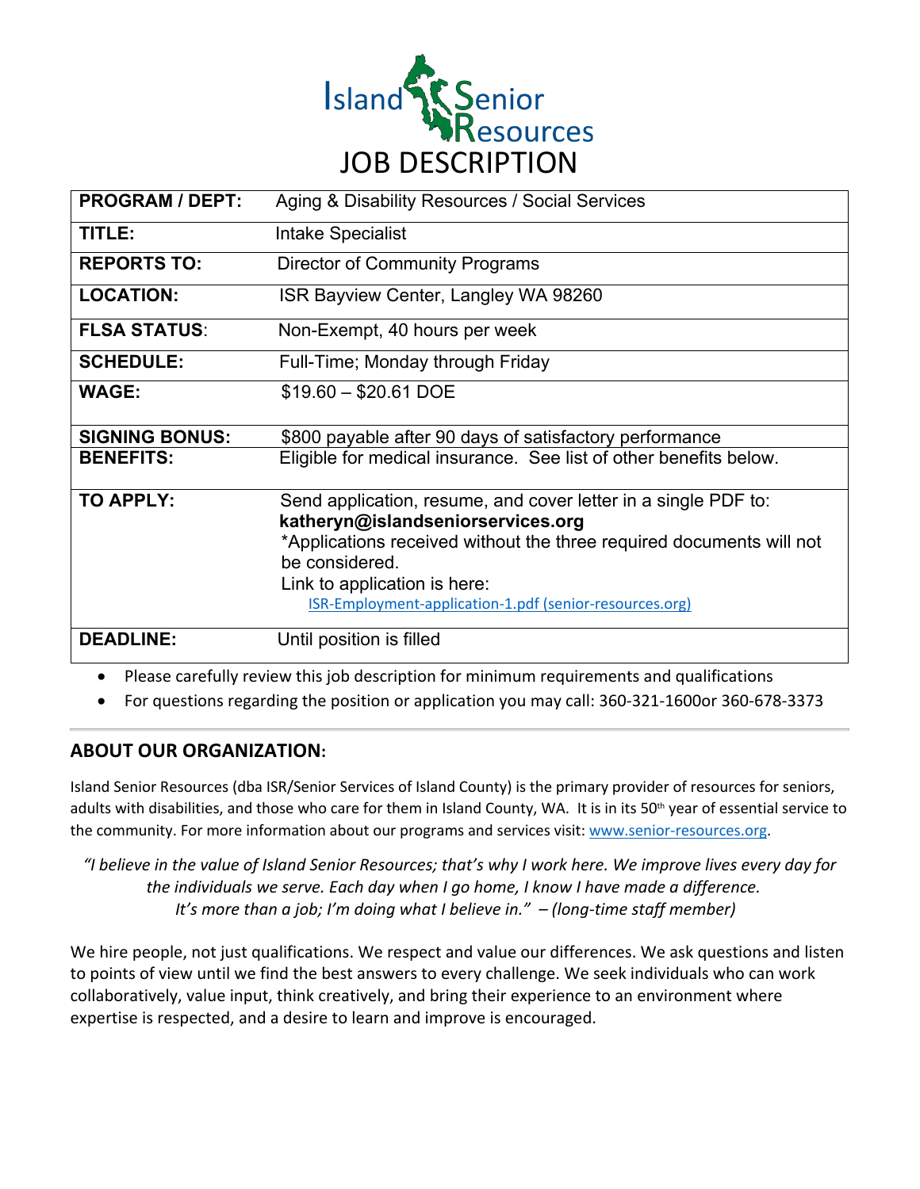# Island Senior Resources

# JOB DESCRIPTION

| | |
|---|---|
| **PROGRAM / DEPT:** | Aging & Disability Resources / Social Services |
| **TITLE:** | Intake Specialist |
| **REPORTS TO:** | Director of Community Programs |
| **LOCATION:** | ISR Bayview Center, Langley WA 98260 |
| **FLSA STATUS**: | Non-Exempt, 40 hours per week |
| **SCHEDULE:** | Full-Time; Monday through Friday |
| **WAGE:** | $19.60 – $20.61 DOE |
| **SIGNING BONUS:** | $800 payable after 90 days of satisfactory performance |
| **BENEFITS:** | Eligible for medical insurance. See list of other benefits below. |
| **TO APPLY:** | Send application, resume, and cover letter in a single PDF to: **katheryn@islandseniorservices.org** *Applications received without the three required documents will not be considered. Link to application is here: [ISR-Employment-application-1.pdf (senior-resources.org)](ISR-Employment-application-1.pdf (senior-resources.org)) |
| **DEADLINE:** | Until position is filled |

- Please carefully review this job description for minimum requirements and qualifications
- For questions regarding the position or application you may call: 360-321-1600or 360-678-3373

---

## ABOUT OUR ORGANIZATION:

Island Senior Resources (dba ISR/Senior Services of Island County) is the primary provider of resources for seniors, adults with disabilities, and those who care for them in Island County, WA. It is in its 50th year of essential service to the community. For more information about our programs and services visit: [www.senior-resources.org](www.senior-resources.org).

*"I believe in the value of Island Senior Resources; that's why I work here. We improve lives every day for the individuals we serve. Each day when I go home, I know I have made a difference. It's more than a job; I'm doing what I believe in." – (long-time staff member)*

We hire people, not just qualifications. We respect and value our differences. We ask questions and listen to points of view until we find the best answers to every challenge. We seek individuals who can work collaboratively, value input, think creatively, and bring their experience to an environment where expertise is respected, and a desire to learn and improve is encouraged.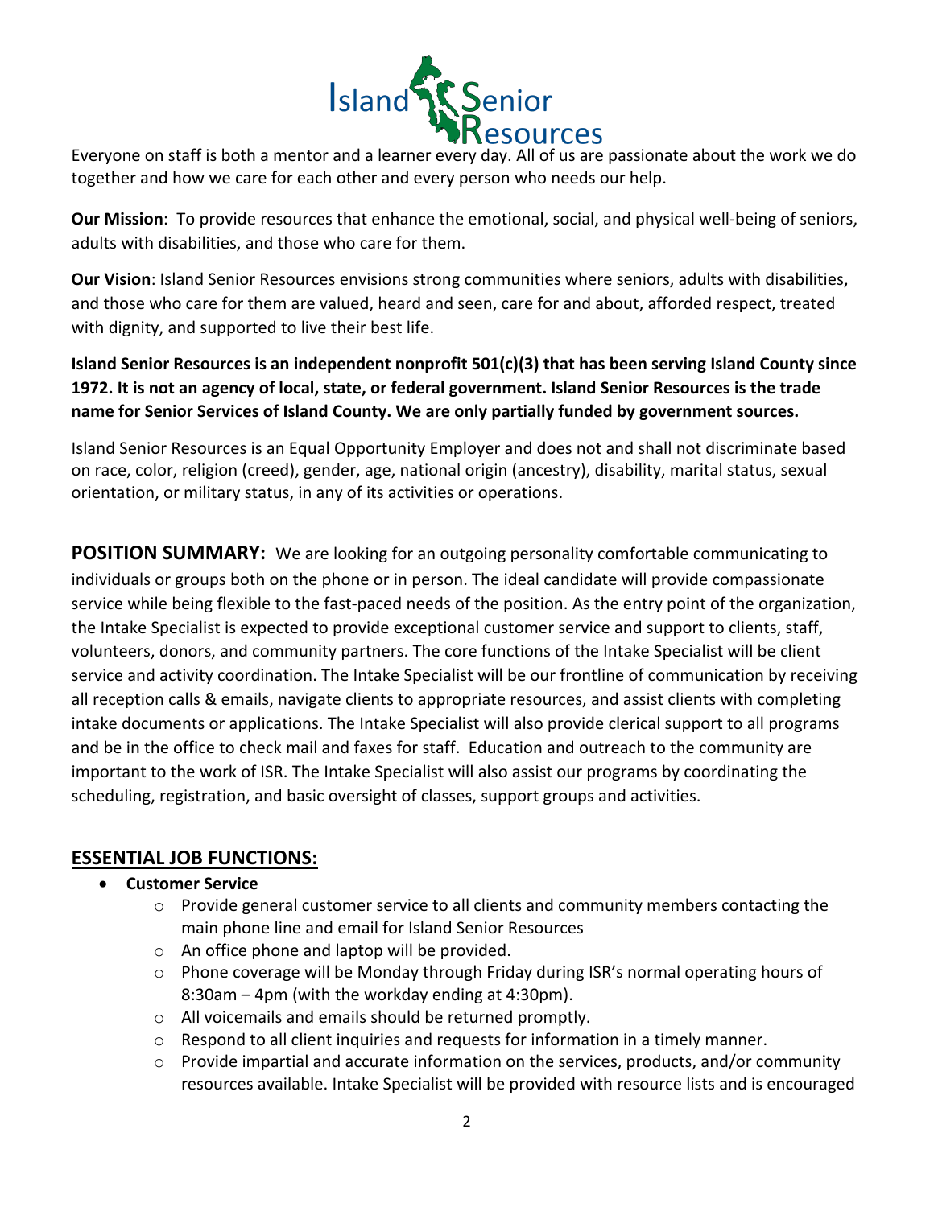Everyone on staff is both a mentor and a learner every day. All of us are passionate about the work we do together and how we care for each other and every person who needs our help.

**Our Mission**: To provide resources that enhance the emotional, social, and physical well-being of seniors, adults with disabilities, and those who care for them.

**Our Vision**: Island Senior Resources envisions strong communities where seniors, adults with disabilities, and those who care for them are valued, heard and seen, care for and about, afforded respect, treated with dignity, and supported to live their best life.

**Island Senior Resources is an independent nonprofit 501(c)(3) that has been serving Island County since 1972. It is not an agency of local, state, or federal government. Island Senior Resources is the trade name for Senior Services of Island County. We are only partially funded by government sources.**

Island Senior Resources is an Equal Opportunity Employer and does not and shall not discriminate based on race, color, religion (creed), gender, age, national origin (ancestry), disability, marital status, sexual orientation, or military status, in any of its activities or operations.

**POSITION SUMMARY:** We are looking for an outgoing personality comfortable communicating to individuals or groups both on the phone or in person. The ideal candidate will provide compassionate service while being flexible to the fast-paced needs of the position. As the entry point of the organization, the Intake Specialist is expected to provide exceptional customer service and support to clients, staff, volunteers, donors, and community partners. The core functions of the Intake Specialist will be client service and activity coordination. The Intake Specialist will be our frontline of communication by receiving all reception calls & emails, navigate clients to appropriate resources, and assist clients with completing intake documents or applications. The Intake Specialist will also provide clerical support to all programs and be in the office to check mail and faxes for staff. Education and outreach to the community are important to the work of ISR. The Intake Specialist will also assist our programs by coordinating the scheduling, registration, and basic oversight of classes, support groups and activities.

## ESSENTIAL JOB FUNCTIONS:

- **Customer Service**
  - Provide general customer service to all clients and community members contacting the main phone line and email for Island Senior Resources
  - An office phone and laptop will be provided.
  - Phone coverage will be Monday through Friday during ISR's normal operating hours of 8:30am – 4pm (with the workday ending at 4:30pm).
  - All voicemails and emails should be returned promptly.
  - Respond to all client inquiries and requests for information in a timely manner.
  - Provide impartial and accurate information on the services, products, and/or community resources available. Intake Specialist will be provided with resource lists and is encouraged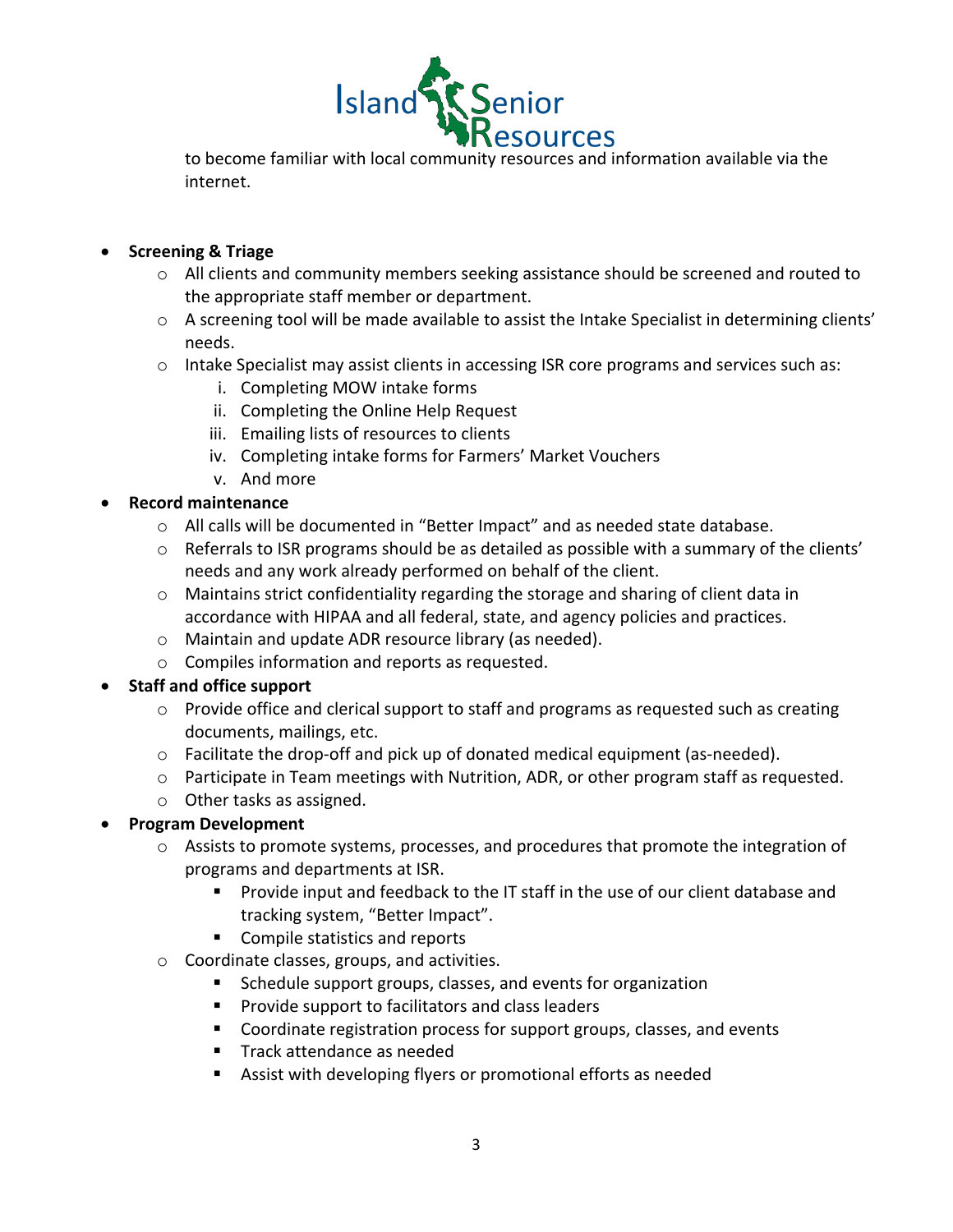to become familiar with local community resources and information available via the internet.

- **Screening & Triage**
    - All clients and community members seeking assistance should be screened and routed to the appropriate staff member or department.
    - A screening tool will be made available to assist the Intake Specialist in determining clients' needs.
    - Intake Specialist may assist clients in accessing ISR core programs and services such as:
        1. Completing MOW intake forms
        2. Completing the Online Help Request
        3. Emailing lists of resources to clients
        4. Completing intake forms for Farmers' Market Vouchers
        5. And more
- **Record maintenance**
    - All calls will be documented in "Better Impact" and as needed state database.
    - Referrals to ISR programs should be as detailed as possible with a summary of the clients' needs and any work already performed on behalf of the client.
    - Maintains strict confidentiality regarding the storage and sharing of client data in accordance with HIPAA and all federal, state, and agency policies and practices.
    - Maintain and update ADR resource library (as needed).
    - Compiles information and reports as requested.
- **Staff and office support**
    - Provide office and clerical support to staff and programs as requested such as creating documents, mailings, etc.
    - Facilitate the drop-off and pick up of donated medical equipment (as-needed).
    - Participate in Team meetings with Nutrition, ADR, or other program staff as requested.
    - Other tasks as assigned.
- **Program Development**
    - Assists to promote systems, processes, and procedures that promote the integration of programs and departments at ISR.
        - Provide input and feedback to the IT staff in the use of our client database and tracking system, "Better Impact".
        - Compile statistics and reports
    - Coordinate classes, groups, and activities.
        - Schedule support groups, classes, and events for organization
        - Provide support to facilitators and class leaders
        - Coordinate registration process for support groups, classes, and events
        - Track attendance as needed
        - Assist with developing flyers or promotional efforts as needed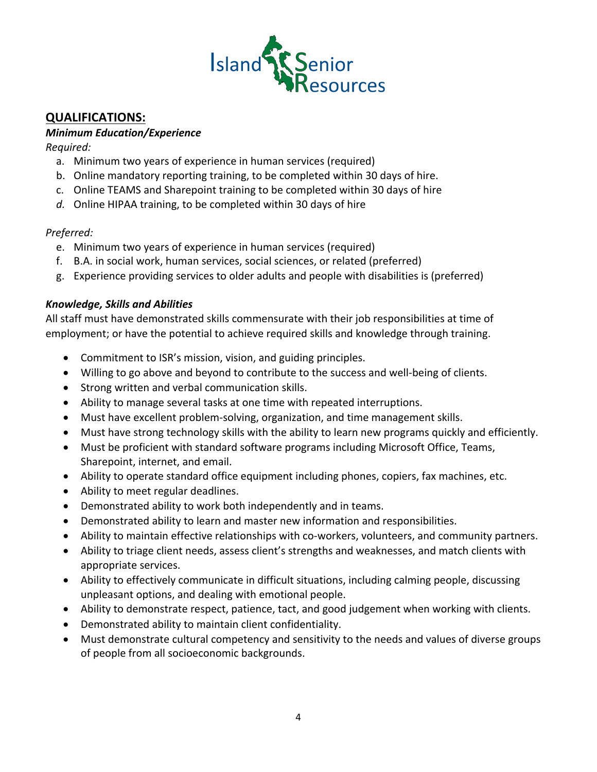## QUALIFICATIONS:

***Minimum Education/Experience***

*Required:*

a. Minimum two years of experience in human services (required)
b. Online mandatory reporting training, to be completed within 30 days of hire.
c. Online TEAMS and Sharepoint training to be completed within 30 days of hire
*d.* Online HIPAA training, to be completed within 30 days of hire

*Preferred:*

e. Minimum two years of experience in human services (required)
f. B.A. in social work, human services, social sciences, or related (preferred)
g. Experience providing services to older adults and people with disabilities is (preferred)

***Knowledge, Skills and Abilities***

All staff must have demonstrated skills commensurate with their job responsibilities at time of employment; or have the potential to achieve required skills and knowledge through training.

- Commitment to ISR's mission, vision, and guiding principles.
- Willing to go above and beyond to contribute to the success and well-being of clients.
- Strong written and verbal communication skills.
- Ability to manage several tasks at one time with repeated interruptions.
- Must have excellent problem-solving, organization, and time management skills.
- Must have strong technology skills with the ability to learn new programs quickly and efficiently.
- Must be proficient with standard software programs including Microsoft Office, Teams, Sharepoint, internet, and email.
- Ability to operate standard office equipment including phones, copiers, fax machines, etc.
- Ability to meet regular deadlines.
- Demonstrated ability to work both independently and in teams.
- Demonstrated ability to learn and master new information and responsibilities.
- Ability to maintain effective relationships with co-workers, volunteers, and community partners.
- Ability to triage client needs, assess client's strengths and weaknesses, and match clients with appropriate services.
- Ability to effectively communicate in difficult situations, including calming people, discussing unpleasant options, and dealing with emotional people.
- Ability to demonstrate respect, patience, tact, and good judgement when working with clients.
- Demonstrated ability to maintain client confidentiality.
- Must demonstrate cultural competency and sensitivity to the needs and values of diverse groups of people from all socioeconomic backgrounds.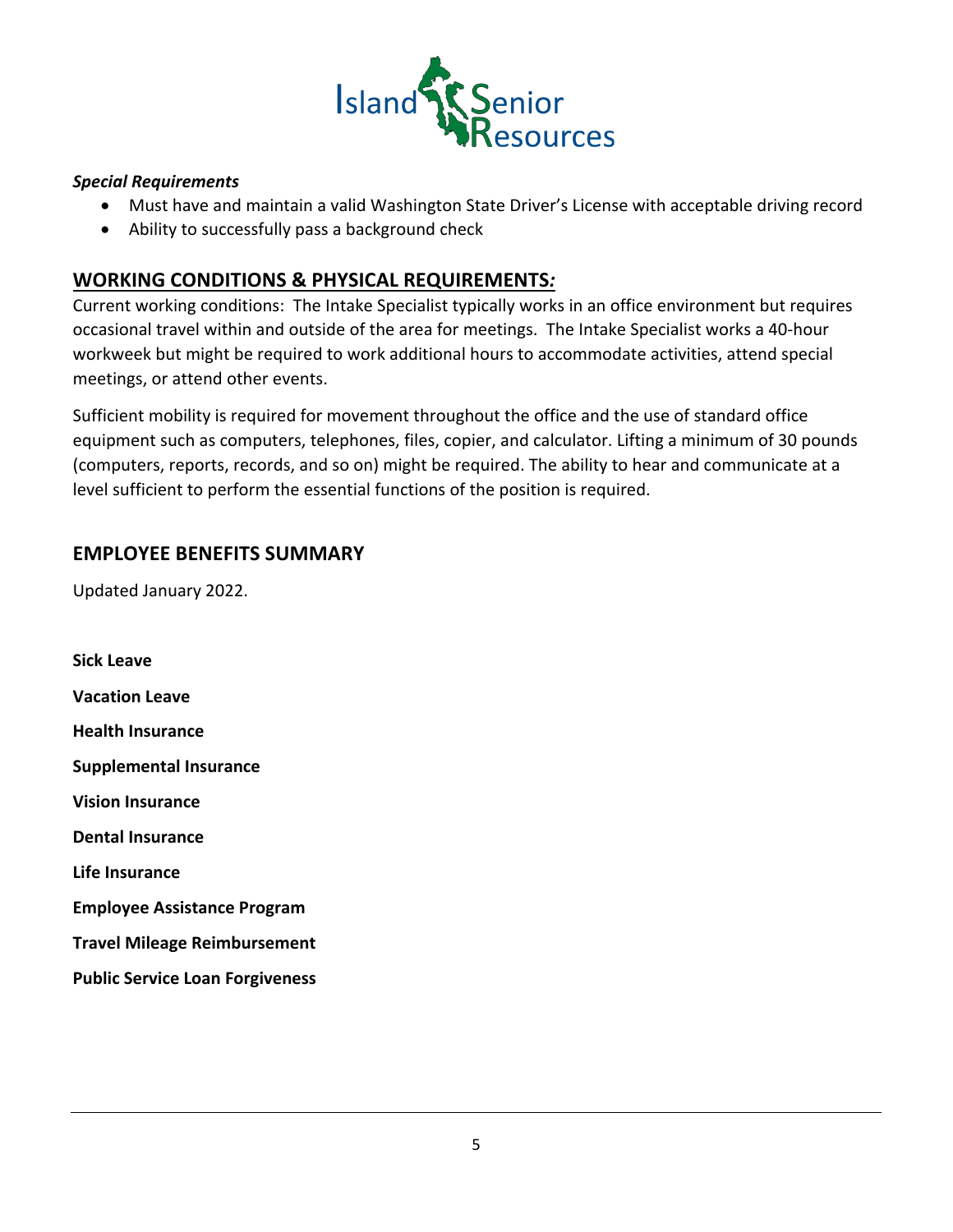*Special Requirements*

- Must have and maintain a valid Washington State Driver's License with acceptable driving record
- Ability to successfully pass a background check

## WORKING CONDITIONS & PHYSICAL REQUIREMENTS*:*

Current working conditions: The Intake Specialist typically works in an office environment but requires occasional travel within and outside of the area for meetings. The Intake Specialist works a 40-hour workweek but might be required to work additional hours to accommodate activities, attend special meetings, or attend other events.

Sufficient mobility is required for movement throughout the office and the use of standard office equipment such as computers, telephones, files, copier, and calculator. Lifting a minimum of 30 pounds (computers, reports, records, and so on) might be required. The ability to hear and communicate at a level sufficient to perform the essential functions of the position is required.

## EMPLOYEE BENEFITS SUMMARY

Updated January 2022.

**Sick Leave**

**Vacation Leave**

**Health Insurance**

**Supplemental Insurance**

**Vision Insurance**

**Dental Insurance**

**Life Insurance**

**Employee Assistance Program**

**Travel Mileage Reimbursement**

**Public Service Loan Forgiveness**